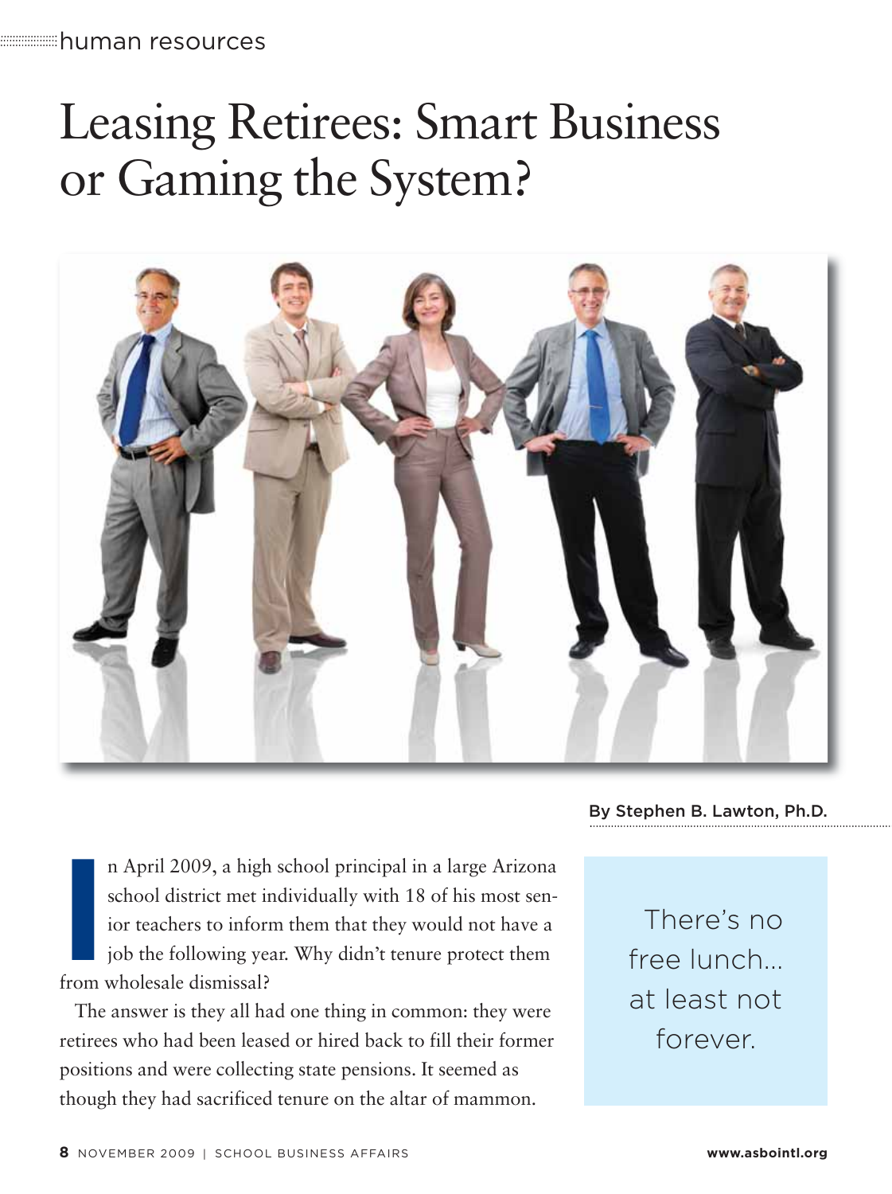human resources

# Leasing Retirees: Smart Business or Gaming the System?

By Stephen B. Lawton, Ph.D.

In April 2009, a high school principal in a large Arizona school district met individually with 18 of his most senior teachers to inform them that they would not have a job the following year. Why didn't tenure protect them from wholesale dismissal?

The answer is they all had one thing in common: they were retirees who had been leased or hired back to fill their former positions and were collecting state pensions. It seemed as though they had sacrificed tenure on the altar of mammon.

> There's no free lunch… at least not forever.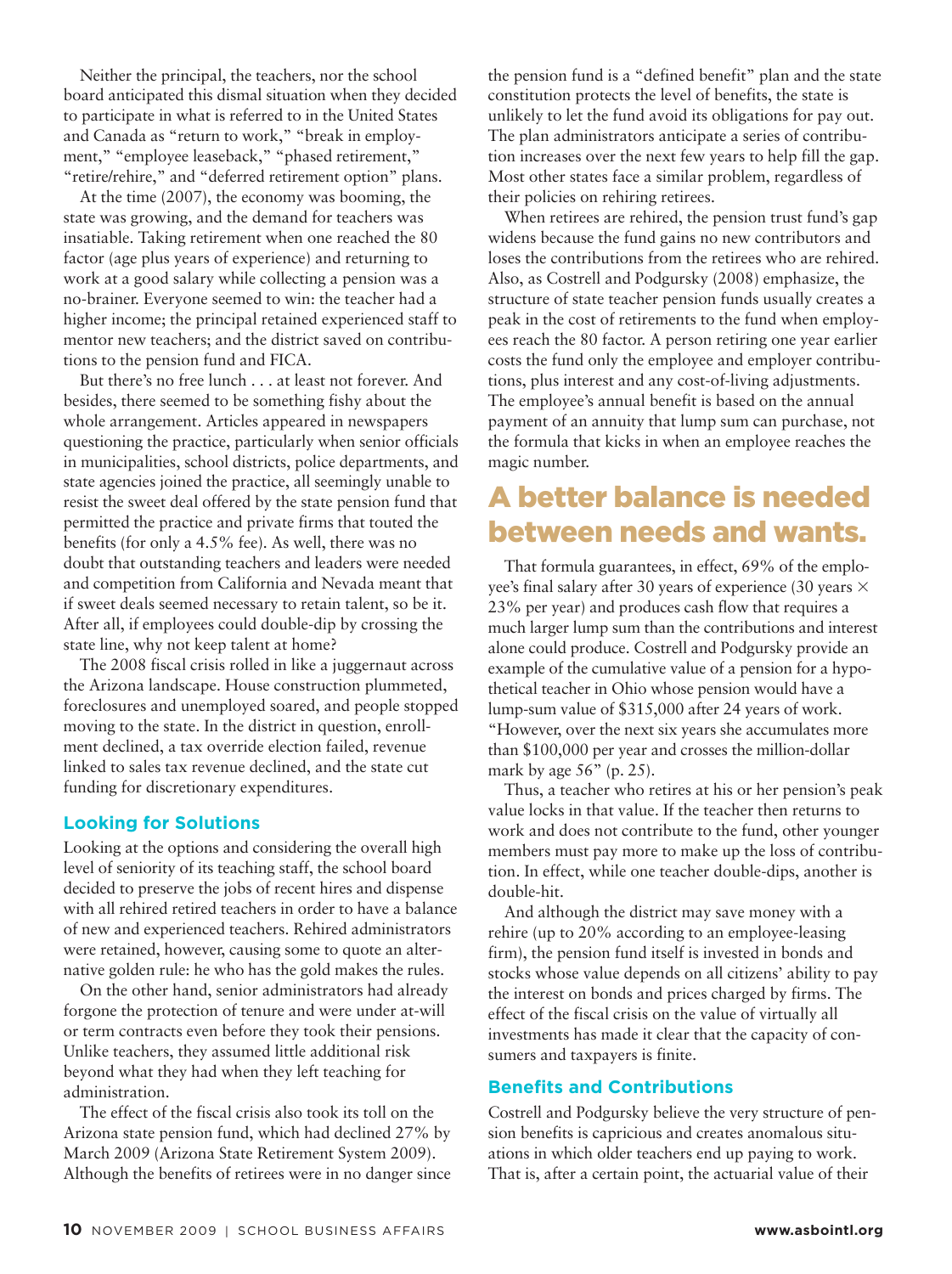Neither the principal, the teachers, nor the school board anticipated this dismal situation when they decided to participate in what is referred to in the United States and Canada as "return to work," "break in employment," "employee leaseback," "phased retirement," "retire/rehire," and "deferred retirement option" plans.

At the time (2007), the economy was booming, the state was growing, and the demand for teachers was insatiable. Taking retirement when one reached the 80 factor (age plus years of experience) and returning to work at a good salary while collecting a pension was a no-brainer. Everyone seemed to win: the teacher had a higher income; the principal retained experienced staff to mentor new teachers; and the district saved on contributions to the pension fund and FICA.

But there's no free lunch . . . at least not forever. And besides, there seemed to be something fishy about the whole arrangement. Articles appeared in newspapers questioning the practice, particularly when senior officials in municipalities, school districts, police departments, and state agencies joined the practice, all seemingly unable to resist the sweet deal offered by the state pension fund that permitted the practice and private firms that touted the benefits (for only a 4.5% fee). As well, there was no doubt that outstanding teachers and leaders were needed and competition from California and Nevada meant that if sweet deals seemed necessary to retain talent, so be it. After all, if employees could double-dip by crossing the state line, why not keep talent at home?

The 2008 fiscal crisis rolled in like a juggernaut across the Arizona landscape. House construction plummeted, foreclosures and unemployed soared, and people stopped moving to the state. In the district in question, enrollment declined, a tax override election failed, revenue linked to sales tax revenue declined, and the state cut funding for discretionary expenditures.

## Looking for Solutions

Looking at the options and considering the overall high level of seniority of its teaching staff, the school board decided to preserve the jobs of recent hires and dispense with all rehired retired teachers in order to have a balance of new and experienced teachers. Rehired administrators were retained, however, causing some to quote an alternative golden rule: he who has the gold makes the rules.

On the other hand, senior administrators had already forgone the protection of tenure and were under at-will or term contracts even before they took their pensions. Unlike teachers, they assumed little additional risk beyond what they had when they left teaching for administration.

The effect of the fiscal crisis also took its toll on the Arizona state pension fund, which had declined 27% by March 2009 (Arizona State Retirement System 2009). Although the benefits of retirees were in no danger since the pension fund is a "defined benefit" plan and the state constitution protects the level of benefits, the state is unlikely to let the fund avoid its obligations for pay out. The plan administrators anticipate a series of contribution increases over the next few years to help fill the gap. Most other states face a similar problem, regardless of their policies on rehiring retirees.

When retirees are rehired, the pension trust fund's gap widens because the fund gains no new contributors and loses the contributions from the retirees who are rehired. Also, as Costrell and Podgursky (2008) emphasize, the structure of state teacher pension funds usually creates a peak in the cost of retirements to the fund when employees reach the 80 factor. A person retiring one year earlier costs the fund only the employee and employer contributions, plus interest and any cost-of-living adjustments. The employee's annual benefit is based on the annual payment of an annuity that lump sum can purchase, not the formula that kicks in when an employee reaches the magic number.

## A better balance is needed between needs and wants.

That formula guarantees, in effect, 69% of the employee's final salary after 30 years of experience (30 years $\times$ 23% per year) and produces cash flow that requires a much larger lump sum than the contributions and interest alone could produce. Costrell and Podgursky provide an example of the cumulative value of a pension for a hypothetical teacher in Ohio whose pension would have a lump-sum value of $315,000 after 24 years of work. "However, over the next six years she accumulates more than $100,000 per year and crosses the million-dollar mark by age 56" (p. 25).

Thus, a teacher who retires at his or her pension's peak value locks in that value. If the teacher then returns to work and does not contribute to the fund, other younger members must pay more to make up the loss of contribution. In effect, while one teacher double-dips, another is double-hit.

And although the district may save money with a rehire (up to 20% according to an employee-leasing firm), the pension fund itself is invested in bonds and stocks whose value depends on all citizens' ability to pay the interest on bonds and prices charged by firms. The effect of the fiscal crisis on the value of virtually all investments has made it clear that the capacity of consumers and taxpayers is finite.

## Benefits and Contributions

Costrell and Podgursky believe the very structure of pension benefits is capricious and creates anomalous situations in which older teachers end up paying to work. That is, after a certain point, the actuarial value of their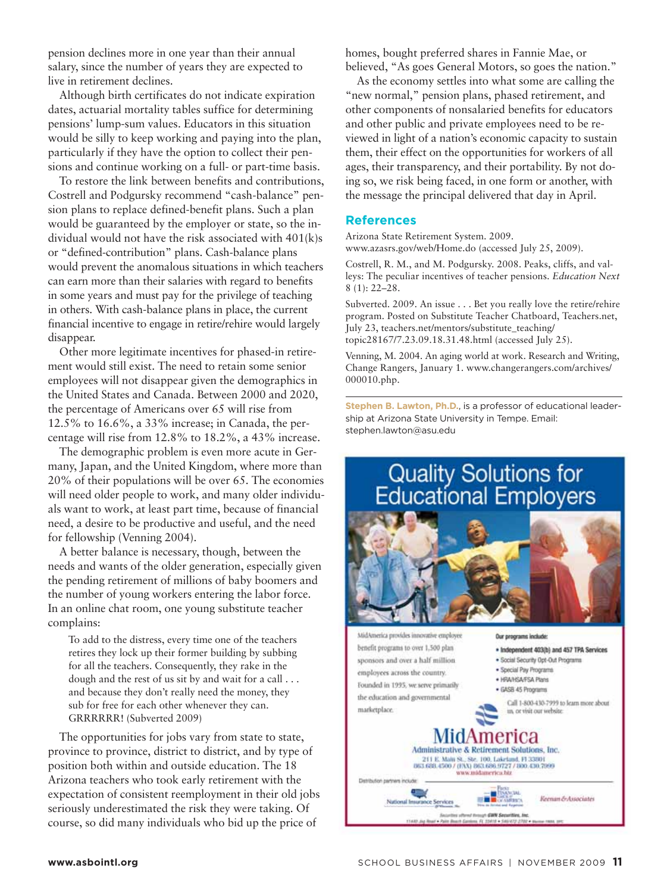pension declines more in one year than their annual salary, since the number of years they are expected to live in retirement declines.

Although birth certificates do not indicate expiration dates, actuarial mortality tables suffice for determining pensions' lump-sum values. Educators in this situation would be silly to keep working and paying into the plan, particularly if they have the option to collect their pensions and continue working on a full- or part-time basis.

To restore the link between benefits and contributions, Costrell and Podgursky recommend "cash-balance" pension plans to replace defined-benefit plans. Such a plan would be guaranteed by the employer or state, so the individual would not have the risk associated with 401(k)s or "defined-contribution" plans. Cash-balance plans would prevent the anomalous situations in which teachers can earn more than their salaries with regard to benefits in some years and must pay for the privilege of teaching in others. With cash-balance plans in place, the current financial incentive to engage in retire/rehire would largely disappear.

Other more legitimate incentives for phased-in retirement would still exist. The need to retain some senior employees will not disappear given the demographics in the United States and Canada. Between 2000 and 2020, the percentage of Americans over 65 will rise from 12.5% to 16.6%, a 33% increase; in Canada, the percentage will rise from 12.8% to 18.2%, a 43% increase.

The demographic problem is even more acute in Germany, Japan, and the United Kingdom, where more than 20% of their populations will be over 65. The economies will need older people to work, and many older individuals want to work, at least part time, because of financial need, a desire to be productive and useful, and the need for fellowship (Venning 2004).

A better balance is necessary, though, between the needs and wants of the older generation, especially given the pending retirement of millions of baby boomers and the number of young workers entering the labor force. In an online chat room, one young substitute teacher complains:

> To add to the distress, every time one of the teachers retires they lock up their former building by subbing for all the teachers. Consequently, they rake in the dough and the rest of us sit by and wait for a call . . . and because they don't really need the money, they sub for free for each other whenever they can. GRRRRRR! (Subverted 2009)

The opportunities for jobs vary from state to state, province to province, district to district, and by type of position both within and outside education. The 18 Arizona teachers who took early retirement with the expectation of consistent reemployment in their old jobs seriously underestimated the risk they were taking. Of course, so did many individuals who bid up the price of homes, bought preferred shares in Fannie Mae, or believed, "As goes General Motors, so goes the nation."

As the economy settles into what some are calling the "new normal," pension plans, phased retirement, and other components of nonsalaried benefits for educators and other public and private employees need to be reviewed in light of a nation's economic capacity to sustain them, their effect on the opportunities for workers of all ages, their transparency, and their portability. By not doing so, we risk being faced, in one form or another, with the message the principal delivered that day in April.

## References

Arizona State Retirement System. 2009. www.azasrs.gov/web/Home.do (accessed July 25, 2009).

Costrell, R. M., and M. Podgursky. 2008. Peaks, cliffs, and valleys: The peculiar incentives of teacher pensions. *Education Next* 8 (1): 22–28.

Subverted. 2009. An issue . . . Bet you really love the retire/rehire program. Posted on Substitute Teacher Chatboard, Teachers.net, July 23, teachers.net/mentors/substitute_teaching/topic28167/7.23.09.18.31.48.html (accessed July 25).

Venning, M. 2004. An aging world at work. Research and Writing, Change Rangers, January 1. www.changerangers.com/archives/000010.php.

**Stephen B. Lawton, Ph.D.**, is a professor of educational leadership at Arizona State University in Tempe. Email: stephen.lawton@asu.edu

Quality Solutions for Educational Employers

MidAmerica provides innovative employee benefit programs to over 1,300 plan sponsors and over a half million employees across the country. Founded in 1995, we serve primarily the education and governmental marketplace.

Our programs include:
- Independent 403(b) and 457 TPA Services
- Social Security Opt-Out Programs
- Special Pay Programs
- HRA/HSA/FSA Plans
- GASB 45 Programs

Call 1-800-430-7999 to learn more about us, or visit our website

MidAmerica Administrative & Retirement Solutions, Inc.
211 E. Main St., Ste. 100, Lakeland, Fl 33801
863.688.4500 / (FAX) 863.686.9727 / 800.430.7999
www.midamerica.biz

Distribution partners include: National Insurance Services, First Financial Group of America, Keenan & Associates

Securities offered through GWN Securities, Inc.